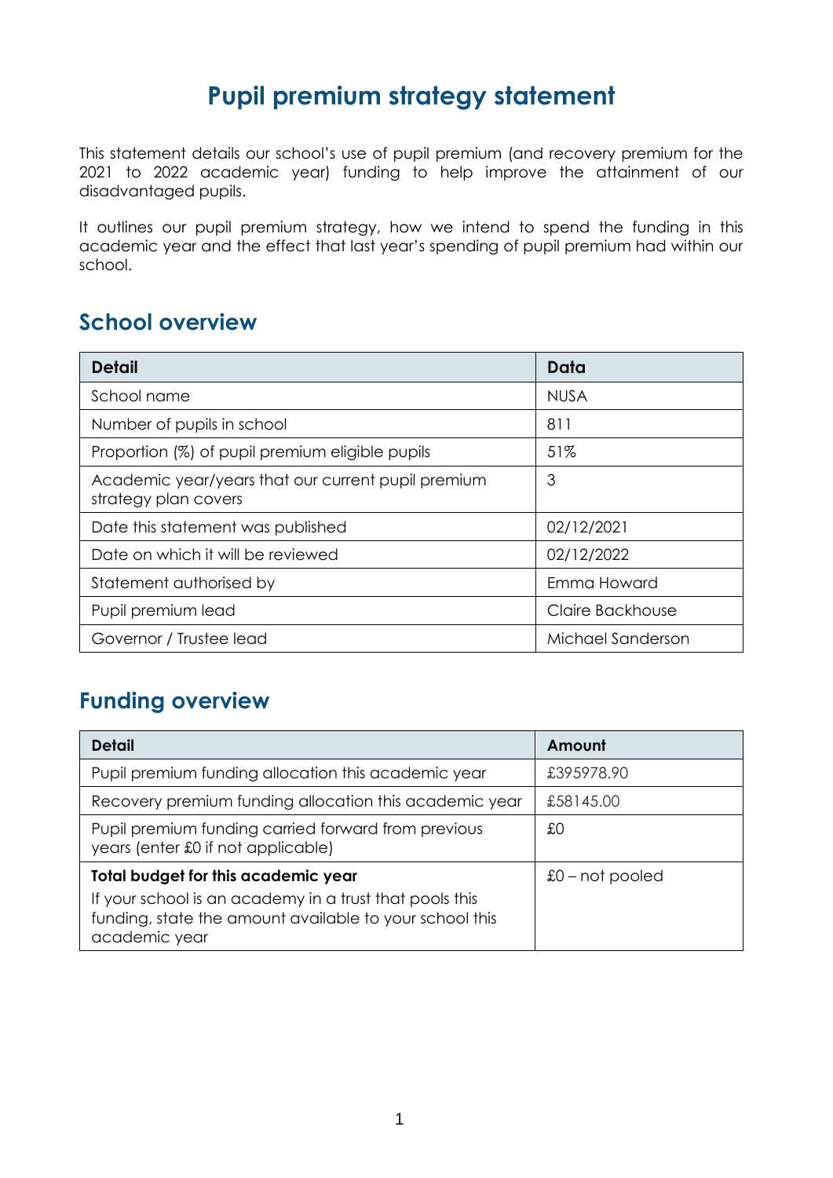# Pupil premium strategy statement

This statement details our school's use of pupil premium (and recovery premium for the 2021 to 2022 academic year) funding to help improve the attainment of our disadvantaged pupils.

It outlines our pupil premium strategy, how we intend to spend the funding in this academic year and the effect that last year's spending of pupil premium had within our school.

## School overview

| Detail | Data |
|---|---|
| School name | NUSA |
| Number of pupils in school | 811 |
| Proportion (%) of pupil premium eligible pupils | 51% |
| Academic year/years that our current pupil premium strategy plan covers | 3 |
| Date this statement was published | 02/12/2021 |
| Date on which it will be reviewed | 02/12/2022 |
| Statement authorised by | Emma Howard |
| Pupil premium lead | Claire Backhouse |
| Governor / Trustee lead | Michael Sanderson |

## Funding overview

| Detail | Amount |
|---|---|
| Pupil premium funding allocation this academic year | £395978.90 |
| Recovery premium funding allocation this academic year | £58145.00 |
| Pupil premium funding carried forward from previous years (enter £0 if not applicable) | £0 |
| **Total budget for this academic year**<br>If your school is an academy in a trust that pools this funding, state the amount available to your school this academic year | £0 – not pooled |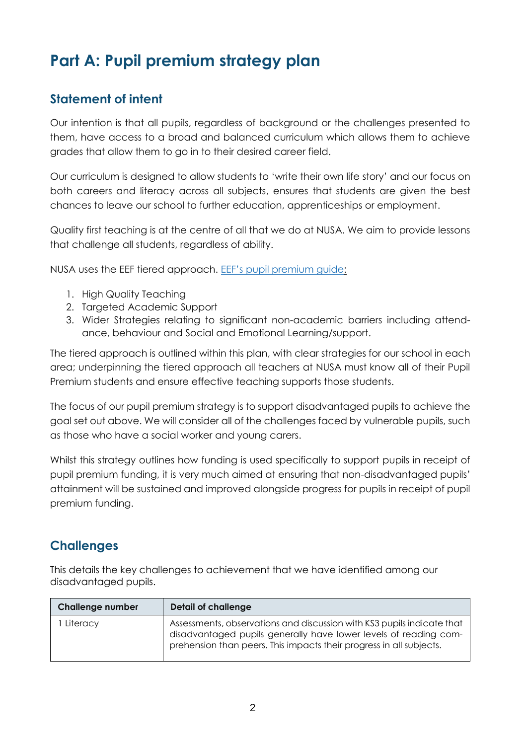# Part A: Pupil premium strategy plan

## Statement of intent

Our intention is that all pupils, regardless of background or the challenges presented to them, have access to a broad and balanced curriculum which allows them to achieve grades that allow them to go in to their desired career field.

Our curriculum is designed to allow students to 'write their own life story' and our focus on both careers and literacy across all subjects, ensures that students are given the best chances to leave our school to further education, apprenticeships or employment.

Quality first teaching is at the centre of all that we do at NUSA. We aim to provide lessons that challenge all students, regardless of ability.

NUSA uses the EEF tiered approach. [EEF's pupil premium guide:](EEF's pupil premium guide)

1. High Quality Teaching
2. Targeted Academic Support
3. Wider Strategies relating to significant non-academic barriers including attendance, behaviour and Social and Emotional Learning/support.

The tiered approach is outlined within this plan, with clear strategies for our school in each area; underpinning the tiered approach all teachers at NUSA must know all of their Pupil Premium students and ensure effective teaching supports those students.

The focus of our pupil premium strategy is to support disadvantaged pupils to achieve the goal set out above. We will consider all of the challenges faced by vulnerable pupils, such as those who have a social worker and young carers.

Whilst this strategy outlines how funding is used specifically to support pupils in receipt of pupil premium funding, it is very much aimed at ensuring that non-disadvantaged pupils' attainment will be sustained and improved alongside progress for pupils in receipt of pupil premium funding.

## Challenges

This details the key challenges to achievement that we have identified among our disadvantaged pupils.

| Challenge number | Detail of challenge |
|---|---|
| 1 Literacy | Assessments, observations and discussion with KS3 pupils indicate that disadvantaged pupils generally have lower levels of reading comprehension than peers. This impacts their progress in all subjects. |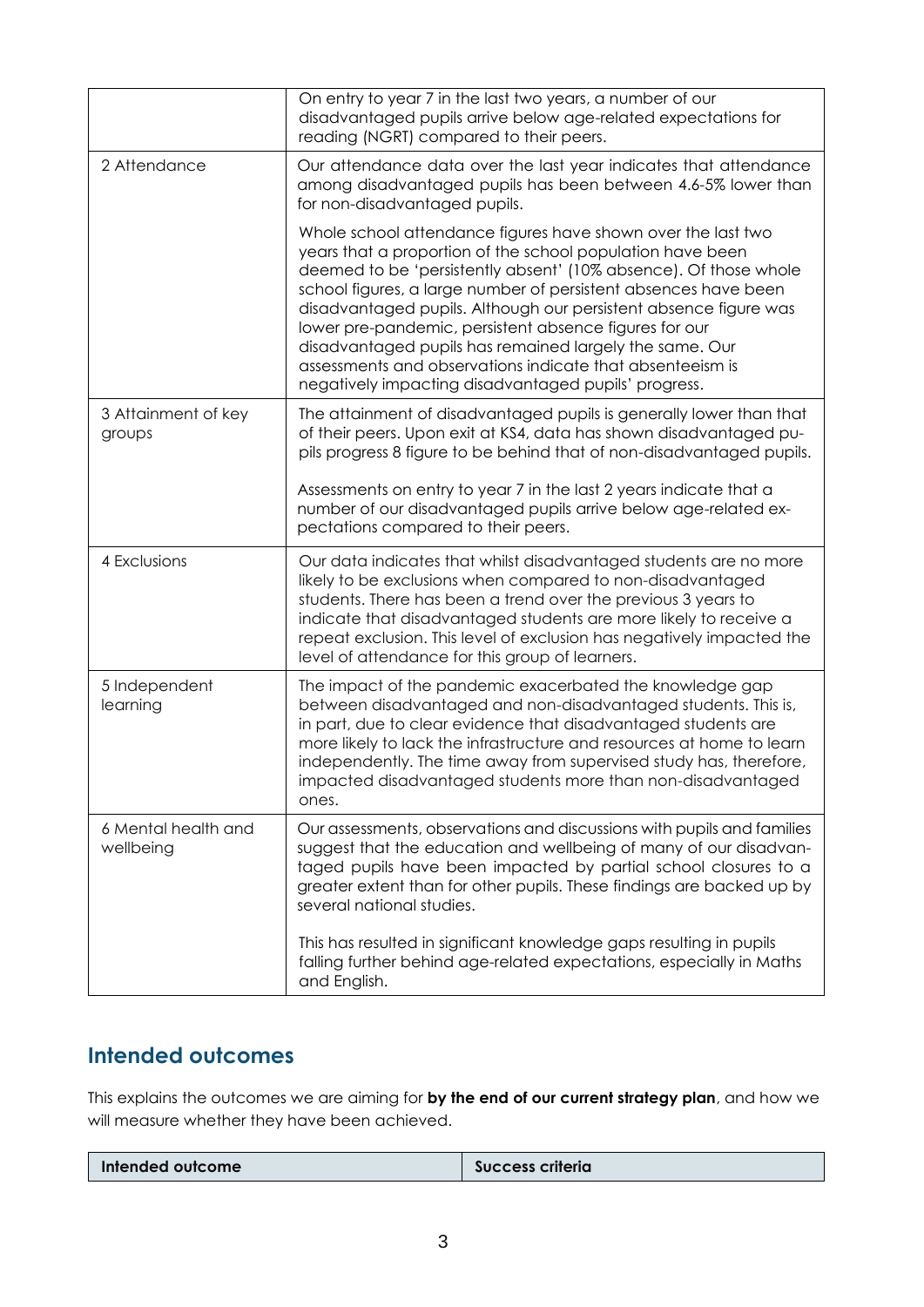| | |
|---|---|
| | On entry to year 7 in the last two years, a number of our disadvantaged pupils arrive below age-related expectations for reading (NGRT) compared to their peers. |
| 2 Attendance | Our attendance data over the last year indicates that attendance among disadvantaged pupils has been between 4.6-5% lower than for non-disadvantaged pupils.<br><br>Whole school attendance figures have shown over the last two years that a proportion of the school population have been deemed to be 'persistently absent' (10% absence). Of those whole school figures, a large number of persistent absences have been disadvantaged pupils. Although our persistent absence figure was lower pre-pandemic, persistent absence figures for our disadvantaged pupils has remained largely the same. Our assessments and observations indicate that absenteeism is negatively impacting disadvantaged pupils' progress. |
| 3 Attainment of key groups | The attainment of disadvantaged pupils is generally lower than that of their peers. Upon exit at KS4, data has shown disadvantaged pupils progress 8 figure to be behind that of non-disadvantaged pupils.<br><br>Assessments on entry to year 7 in the last 2 years indicate that a number of our disadvantaged pupils arrive below age-related expectations compared to their peers. |
| 4 Exclusions | Our data indicates that whilst disadvantaged students are no more likely to be exclusions when compared to non-disadvantaged students. There has been a trend over the previous 3 years to indicate that disadvantaged students are more likely to receive a repeat exclusion. This level of exclusion has negatively impacted the level of attendance for this group of learners. |
| 5 Independent learning | The impact of the pandemic exacerbated the knowledge gap between disadvantaged and non-disadvantaged students. This is, in part, due to clear evidence that disadvantaged students are more likely to lack the infrastructure and resources at home to learn independently. The time away from supervised study has, therefore, impacted disadvantaged students more than non-disadvantaged ones. |
| 6 Mental health and wellbeing | Our assessments, observations and discussions with pupils and families suggest that the education and wellbeing of many of our disadvantaged pupils have been impacted by partial school closures to a greater extent than for other pupils. These findings are backed up by several national studies.<br><br>This has resulted in significant knowledge gaps resulting in pupils falling further behind age-related expectations, especially in Maths and English. |

## Intended outcomes

This explains the outcomes we are aiming for **by the end of our current strategy plan**, and how we will measure whether they have been achieved.

| Intended outcome | Success criteria |
|---|---|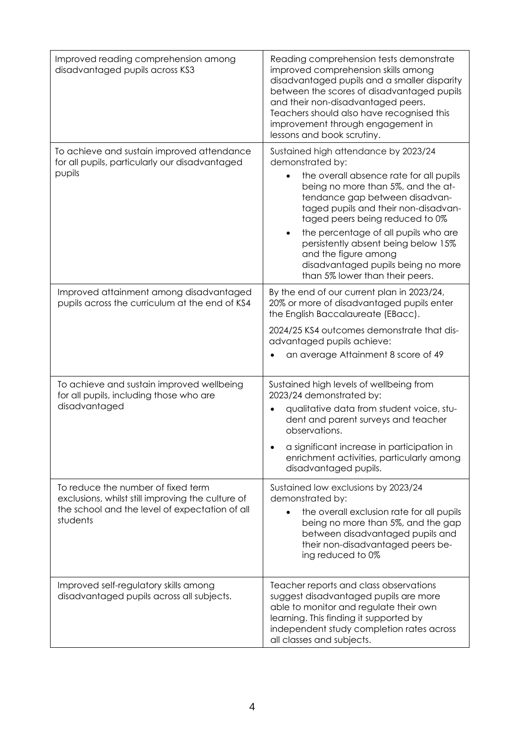| | |
|---|---|
| Improved reading comprehension among disadvantaged pupils across KS3 | Reading comprehension tests demonstrate improved comprehension skills among disadvantaged pupils and a smaller disparity between the scores of disadvantaged pupils and their non-disadvantaged peers. Teachers should also have recognised this improvement through engagement in lessons and book scrutiny. |
| To achieve and sustain improved attendance for all pupils, particularly our disadvantaged pupils | Sustained high attendance by 2023/24 demonstrated by:<br>• the overall absence rate for all pupils being no more than 5%, and the attendance gap between disadvantaged pupils and their non-disadvantaged peers being reduced to 0%<br>• the percentage of all pupils who are persistently absent being below 15% and the figure among disadvantaged pupils being no more than 5% lower than their peers. |
| Improved attainment among disadvantaged pupils across the curriculum at the end of KS4 | By the end of our current plan in 2023/24, 20% or more of disadvantaged pupils enter the English Baccalaureate (EBacc).<br>2024/25 KS4 outcomes demonstrate that disadvantaged pupils achieve:<br>• an average Attainment 8 score of 49 |
| To achieve and sustain improved wellbeing for all pupils, including those who are disadvantaged | Sustained high levels of wellbeing from 2023/24 demonstrated by:<br>• qualitative data from student voice, student and parent surveys and teacher observations.<br>• a significant increase in participation in enrichment activities, particularly among disadvantaged pupils. |
| To reduce the number of fixed term exclusions, whilst still improving the culture of the school and the level of expectation of all students | Sustained low exclusions by 2023/24 demonstrated by:<br>• the overall exclusion rate for all pupils being no more than 5%, and the gap between disadvantaged pupils and their non-disadvantaged peers being reduced to 0% |
| Improved self-regulatory skills among disadvantaged pupils across all subjects. | Teacher reports and class observations suggest disadvantaged pupils are more able to monitor and regulate their own learning. This finding it supported by independent study completion rates across all classes and subjects. |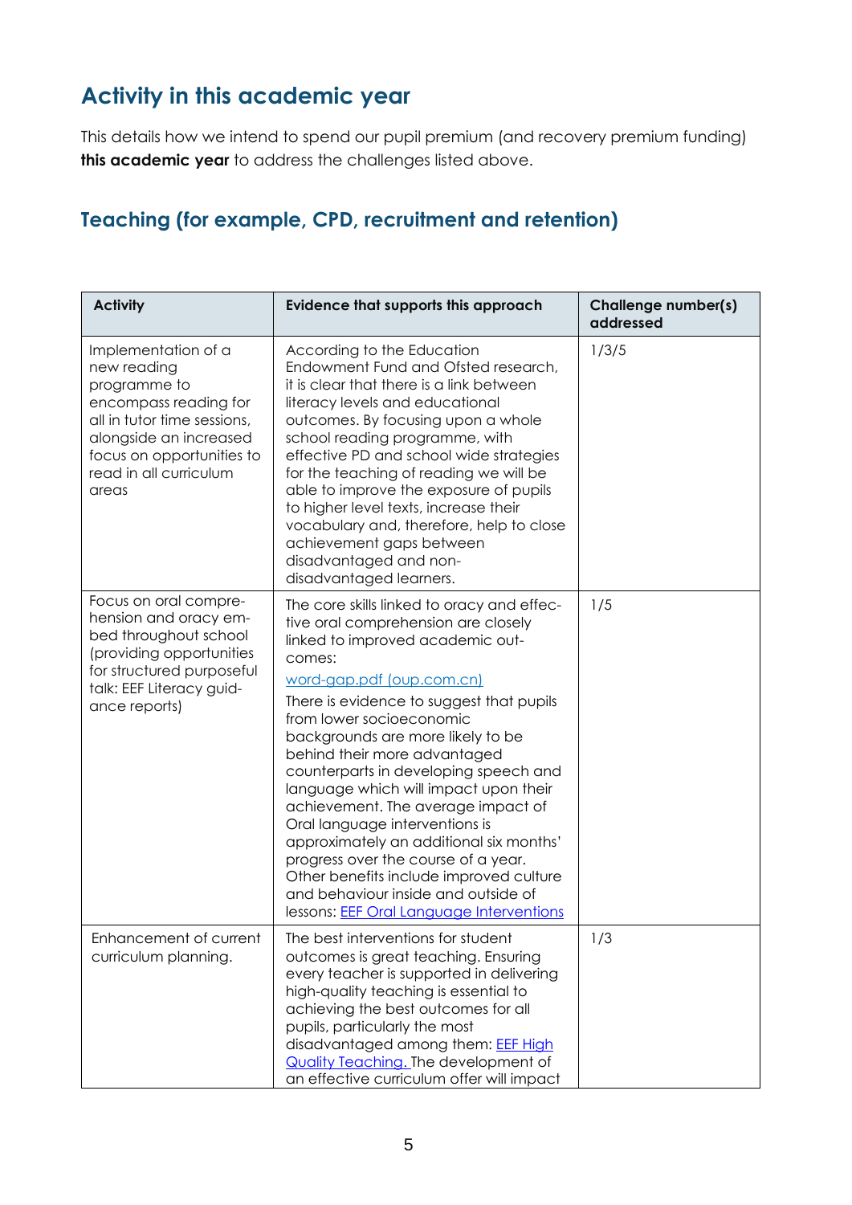## Activity in this academic year

This details how we intend to spend our pupil premium (and recovery premium funding) **this academic year** to address the challenges listed above.

### Teaching (for example, CPD, recruitment and retention)

| Activity | Evidence that supports this approach | Challenge number(s) addressed |
|---|---|---|
| Implementation of a new reading programme to encompass reading for all in tutor time sessions, alongside an increased focus on opportunities to read in all curriculum areas | According to the Education Endowment Fund and Ofsted research, it is clear that there is a link between literacy levels and educational outcomes. By focusing upon a whole school reading programme, with effective PD and school wide strategies for the teaching of reading we will be able to improve the exposure of pupils to higher level texts, increase their vocabulary and, therefore, help to close achievement gaps between disadvantaged and non-disadvantaged learners. | 1/3/5 |
| Focus on oral comprehension and oracy embed throughout school (providing opportunities for structured purposeful talk: EEF Literacy guidance reports) | The core skills linked to oracy and effective oral comprehension are closely linked to improved academic outcomes: word-gap.pdf (oup.com.cn) There is evidence to suggest that pupils from lower socioeconomic backgrounds are more likely to be behind their more advantaged counterparts in developing speech and language which will impact upon their achievement. The average impact of Oral language interventions is approximately an additional six months' progress over the course of a year. Other benefits include improved culture and behaviour inside and outside of lessons: EEF Oral Language Interventions | 1/5 |
| Enhancement of current curriculum planning. | The best interventions for student outcomes is great teaching. Ensuring every teacher is supported in delivering high-quality teaching is essential to achieving the best outcomes for all pupils, particularly the most disadvantaged among them: EEF High Quality Teaching. The development of an effective curriculum offer will impact | 1/3 |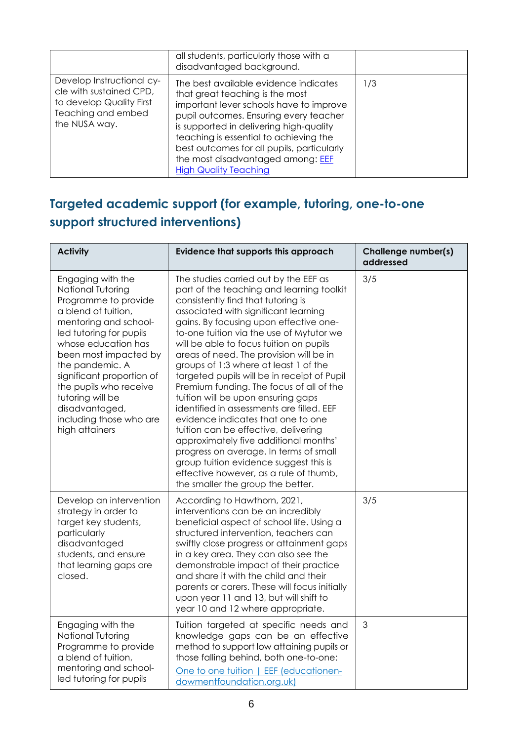| | | |
|---|---|---|
| | all students, particularly those with a disadvantaged background. | |
| Develop Instructional cycle with sustained CPD, to develop Quality First Teaching and embed the NUSA way. | The best available evidence indicates that great teaching is the most important lever schools have to improve pupil outcomes. Ensuring every teacher is supported in delivering high-quality teaching is essential to achieving the best outcomes for all pupils, particularly the most disadvantaged among: [EEF High Quality Teaching]() | 1/3 |

## Targeted academic support (for example, tutoring, one-to-one support structured interventions)

| Activity | Evidence that supports this approach | Challenge number(s) addressed |
|---|---|---|
| Engaging with the National Tutoring Programme to provide a blend of tuition, mentoring and school-led tutoring for pupils whose education has been most impacted by the pandemic. A significant proportion of the pupils who receive tutoring will be disadvantaged, including those who are high attainers | The studies carried out by the EEF as part of the teaching and learning toolkit consistently find that tutoring is associated with significant learning gains. By focusing upon effective one-to-one tuition via the use of Mytutor we will be able to focus tuition on pupils areas of need. The provision will be in groups of 1:3 where at least 1 of the targeted pupils will be in receipt of Pupil Premium funding. The focus of all of the tuition will be upon ensuring gaps identified in assessments are filled. EEF evidence indicates that one to one tuition can be effective, delivering approximately five additional months' progress on average. In terms of small group tuition evidence suggest this is effective however, as a rule of thumb, the smaller the group the better. | 3/5 |
| Develop an intervention strategy in order to target key students, particularly disadvantaged students, and ensure that learning gaps are closed. | According to Hawthorn, 2021, interventions can be an incredibly beneficial aspect of school life. Using a structured intervention, teachers can swiftly close progress or attainment gaps in a key area. They can also see the demonstrable impact of their practice and share it with the child and their parents or carers. These will focus initially upon year 11 and 13, but will shift to year 10 and 12 where appropriate. | 3/5 |
| Engaging with the National Tutoring Programme to provide a blend of tuition, mentoring and school-led tutoring for pupils | Tuition targeted at specific needs and knowledge gaps can be an effective method to support low attaining pupils or those falling behind, both one-to-one: [One to one tuition \| EEF (educationendowmentfoundation.org.uk)]() | 3 |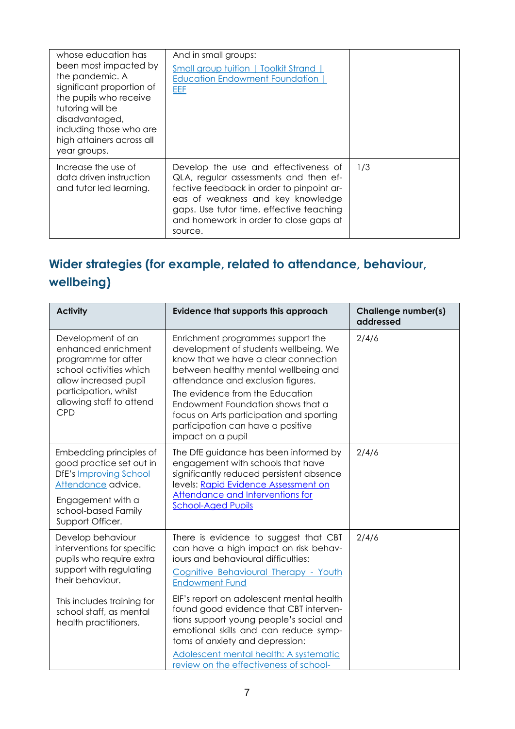| | | |
|---|---|---|
| whose education has been most impacted by the pandemic. A significant proportion of the pupils who receive tutoring will be disadvantaged, including those who are high attainers across all year groups. | And in small groups: [Small group tuition \| Toolkit Strand \| Education Endowment Foundation \| EEF] | |
| Increase the use of data driven instruction and tutor led learning. | Develop the use and effectiveness of QLA, regular assessments and then effective feedback in order to pinpoint areas of weakness and key knowledge gaps. Use tutor time, effective teaching and homework in order to close gaps at source. | 1/3 |

## Wider strategies (for example, related to attendance, behaviour, wellbeing)

| Activity | Evidence that supports this approach | Challenge number(s) addressed |
|---|---|---|
| Development of an enhanced enrichment programme for after school activities which allow increased pupil participation, whilst allowing staff to attend CPD | Enrichment programmes support the development of students wellbeing. We know that we have a clear connection between healthy mental wellbeing and attendance and exclusion figures. The evidence from the Education Endowment Foundation shows that a focus on Arts participation and sporting participation can have a positive impact on a pupil | 2/4/6 |
| Embedding principles of good practice set out in DfE's Improving School Attendance advice. Engagement with a school-based Family Support Officer. | The DfE guidance has been informed by engagement with schools that have significantly reduced persistent absence levels: Rapid Evidence Assessment on Attendance and Interventions for School-Aged Pupils | 2/4/6 |
| Develop behaviour interventions for specific pupils who require extra support with regulating their behaviour. This includes training for school staff, as mental health practitioners. | There is evidence to suggest that CBT can have a high impact on risk behaviours and behavioural difficulties: Cognitive Behavioural Therapy - Youth Endowment Fund. EIF's report on adolescent mental health found good evidence that CBT interventions support young people's social and emotional skills and can reduce symptoms of anxiety and depression: Adolescent mental health: A systematic review on the effectiveness of school- | 2/4/6 |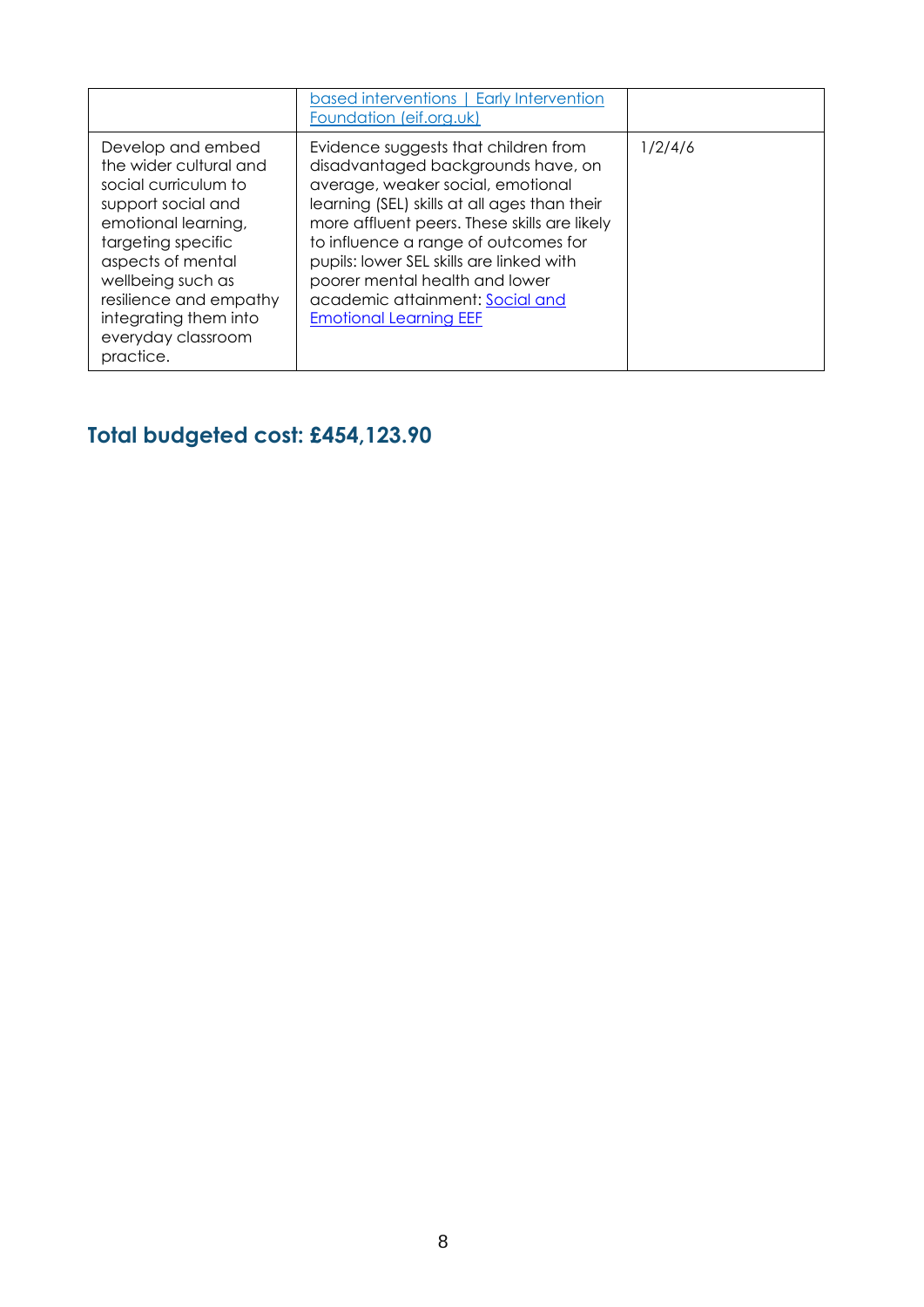| | | |
|---|---|---|
| | based interventions \| Early Intervention Foundation (eif.org.uk) | |
| Develop and embed the wider cultural and social curriculum to support social and emotional learning, targeting specific aspects of mental wellbeing such as resilience and empathy integrating them into everyday classroom practice. | Evidence suggests that children from disadvantaged backgrounds have, on average, weaker social, emotional learning (SEL) skills at all ages than their more affluent peers. These skills are likely to influence a range of outcomes for pupils: lower SEL skills are linked with poorer mental health and lower academic attainment: Social and Emotional Learning EEF | 1/2/4/6 |

## Total budgeted cost: £454,123.90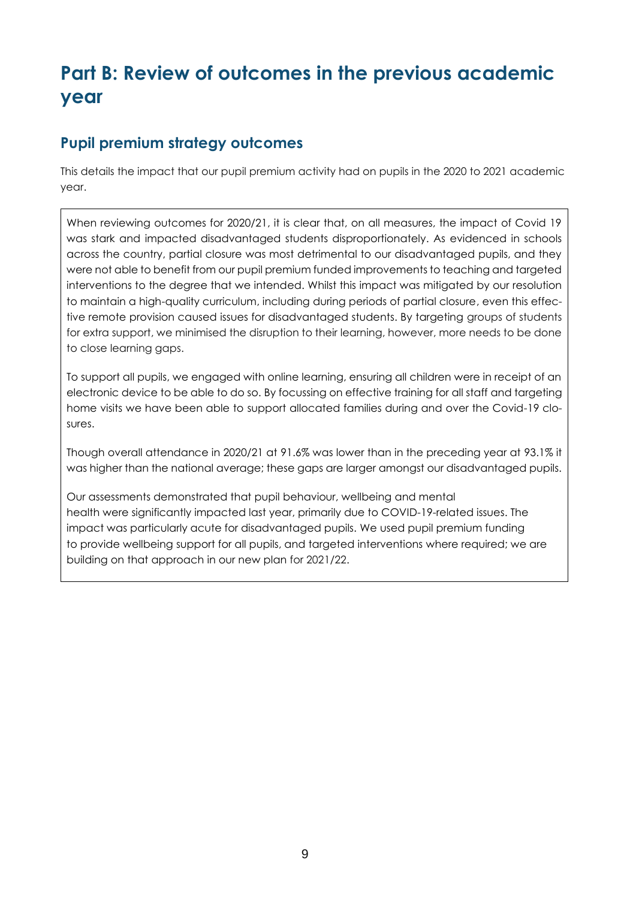# Part B: Review of outcomes in the previous academic year

## Pupil premium strategy outcomes

This details the impact that our pupil premium activity had on pupils in the 2020 to 2021 academic year.

When reviewing outcomes for 2020/21, it is clear that, on all measures, the impact of Covid 19 was stark and impacted disadvantaged students disproportionately. As evidenced in schools across the country, partial closure was most detrimental to our disadvantaged pupils, and they were not able to benefit from our pupil premium funded improvements to teaching and targeted interventions to the degree that we intended. Whilst this impact was mitigated by our resolution to maintain a high-quality curriculum, including during periods of partial closure, even this effective remote provision caused issues for disadvantaged students. By targeting groups of students for extra support, we minimised the disruption to their learning, however, more needs to be done to close learning gaps.

To support all pupils, we engaged with online learning, ensuring all children were in receipt of an electronic device to be able to do so. By focussing on effective training for all staff and targeting home visits we have been able to support allocated families during and over the Covid-19 closures.

Though overall attendance in 2020/21 at 91.6% was lower than in the preceding year at 93.1% it was higher than the national average; these gaps are larger amongst our disadvantaged pupils.

Our assessments demonstrated that pupil behaviour, wellbeing and mental health were significantly impacted last year, primarily due to COVID-19-related issues. The impact was particularly acute for disadvantaged pupils. We used pupil premium funding to provide wellbeing support for all pupils, and targeted interventions where required; we are building on that approach in our new plan for 2021/22.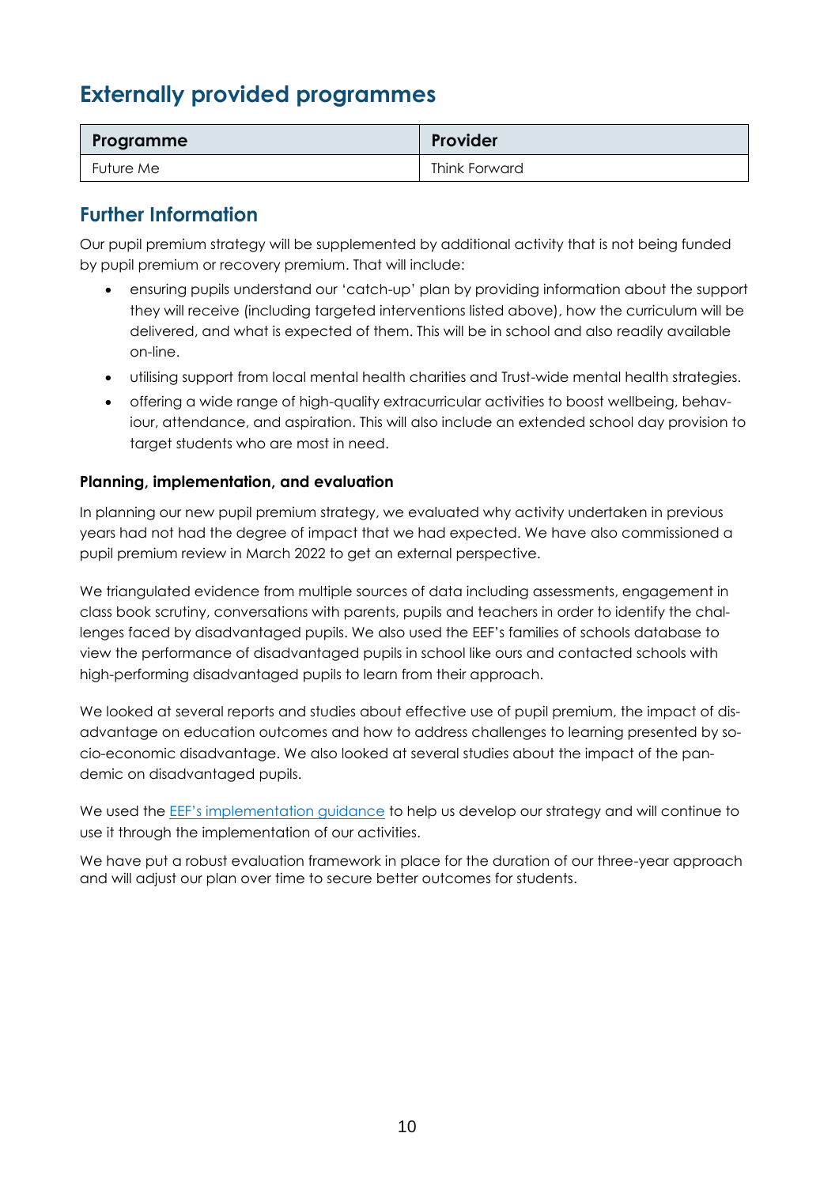## Externally provided programmes

| Programme | Provider |
| --- | --- |
| Future Me | Think Forward |

## Further Information

Our pupil premium strategy will be supplemented by additional activity that is not being funded by pupil premium or recovery premium. That will include:

- ensuring pupils understand our 'catch-up' plan by providing information about the support they will receive (including targeted interventions listed above), how the curriculum will be delivered, and what is expected of them. This will be in school and also readily available on-line.
- utilising support from local mental health charities and Trust-wide mental health strategies.
- offering a wide range of high-quality extracurricular activities to boost wellbeing, behaviour, attendance, and aspiration. This will also include an extended school day provision to target students who are most in need.

### Planning, implementation, and evaluation

In planning our new pupil premium strategy, we evaluated why activity undertaken in previous years had not had the degree of impact that we had expected. We have also commissioned a pupil premium review in March 2022 to get an external perspective.

We triangulated evidence from multiple sources of data including assessments, engagement in class book scrutiny, conversations with parents, pupils and teachers in order to identify the challenges faced by disadvantaged pupils. We also used the EEF's families of schools database to view the performance of disadvantaged pupils in school like ours and contacted schools with high-performing disadvantaged pupils to learn from their approach.

We looked at several reports and studies about effective use of pupil premium, the impact of disadvantage on education outcomes and how to address challenges to learning presented by socio-economic disadvantage. We also looked at several studies about the impact of the pandemic on disadvantaged pupils.

We used the EEF's implementation guidance to help us develop our strategy and will continue to use it through the implementation of our activities.

We have put a robust evaluation framework in place for the duration of our three-year approach and will adjust our plan over time to secure better outcomes for students.